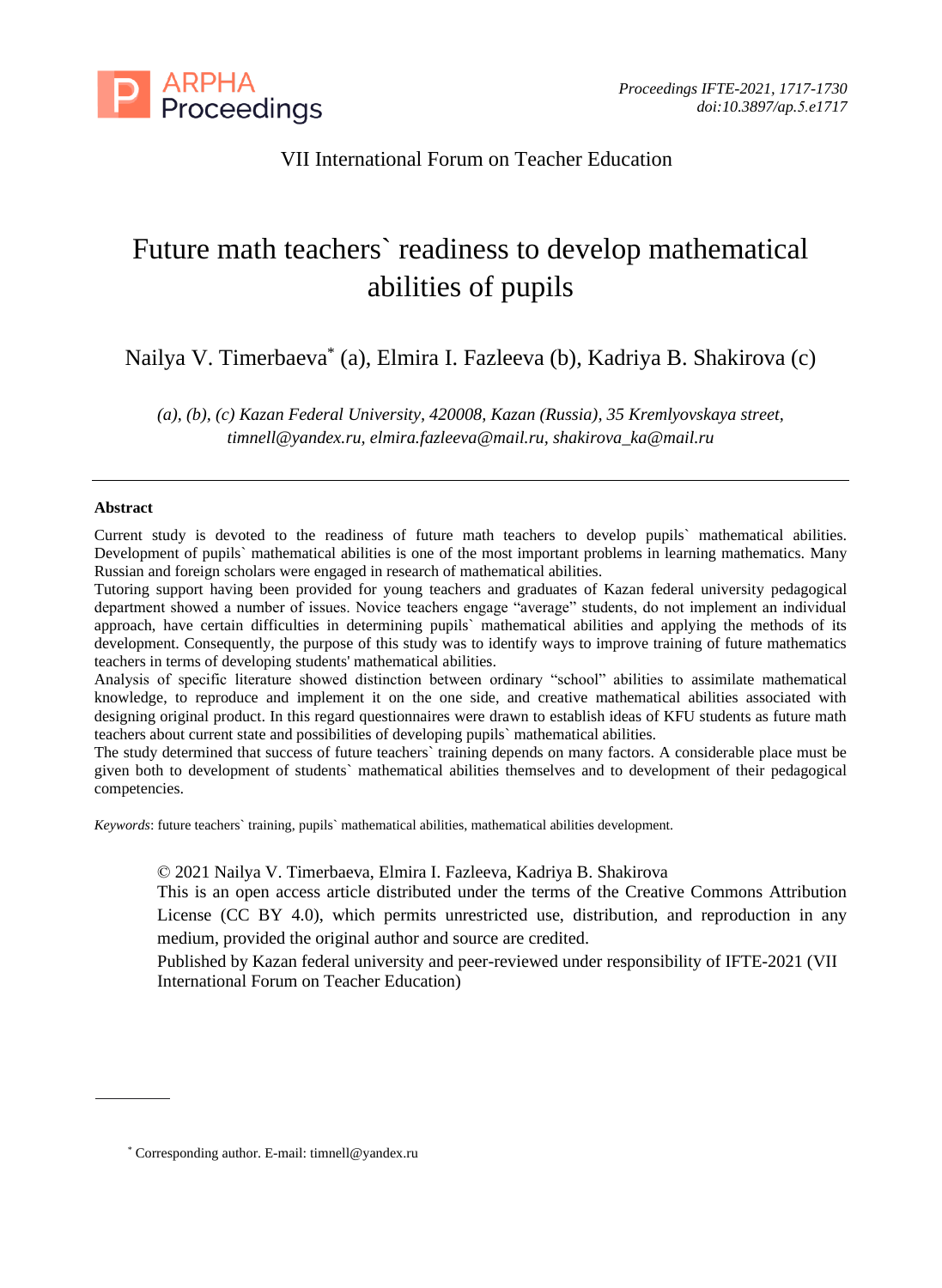VII International Forum on Teacher Education

# Future math teachers` readiness to develop mathematical abilities of pupils

Nailya V. Timerbaeva[*] (a), Elmira I. Fazleeva (b), Kadriya B. Shakirova (c)

*(a), (b), (c) Kazan Federal University, 420008, Kazan (Russia), 35 Kremlyovskaya street, timnell@yandex.ru, elmira.fazleeva@mail.ru, shakirova_ka@mail.ru*

---

**Abstract**

Current study is devoted to the readiness of future math teachers to develop pupils` mathematical abilities. Development of pupils` mathematical abilities is one of the most important problems in learning mathematics. Many Russian and foreign scholars were engaged in research of mathematical abilities.

Tutoring support having been provided for young teachers and graduates of Kazan federal university pedagogical department showed a number of issues. Novice teachers engage "average" students, do not implement an individual approach, have certain difficulties in determining pupils` mathematical abilities and applying the methods of its development. Consequently, the purpose of this study was to identify ways to improve training of future mathematics teachers in terms of developing students' mathematical abilities.

Analysis of specific literature showed distinction between ordinary "school" abilities to assimilate mathematical knowledge, to reproduce and implement it on the one side, and creative mathematical abilities associated with designing original product. In this regard questionnaires were drawn to establish ideas of KFU students as future math teachers about current state and possibilities of developing pupils` mathematical abilities.

The study determined that success of future teachers` training depends on many factors. A considerable place must be given both to development of students` mathematical abilities themselves and to development of their pedagogical competencies.

*Keywords*: future teachers` training, pupils` mathematical abilities, mathematical abilities development.

© 2021 Nailya V. Timerbaeva, Elmira I. Fazleeva, Kadriya B. Shakirova

This is an open access article distributed under the terms of the Creative Commons Attribution License (CC BY 4.0), which permits unrestricted use, distribution, and reproduction in any medium, provided the original author and source are credited.

Published by Kazan federal university and peer-reviewed under responsibility of IFTE-2021 (VII International Forum on Teacher Education)

---

[*] Corresponding author. E-mail: timnell@yandex.ru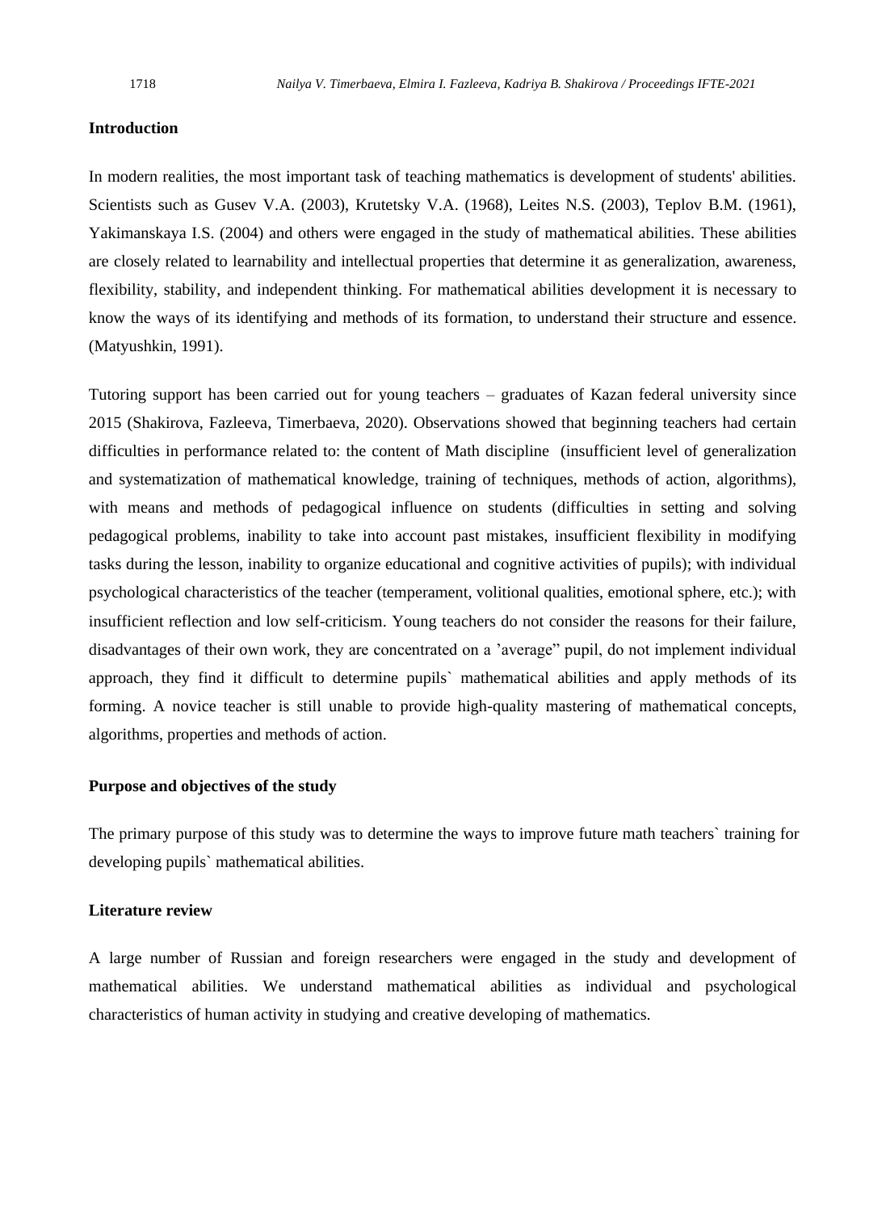**Introduction**

In modern realities, the most important task of teaching mathematics is development of students' abilities. Scientists such as Gusev V.A. (2003), Krutetsky V.A. (1968), Leites N.S. (2003), Teplov B.M. (1961), Yakimanskaya I.S. (2004) and others were engaged in the study of mathematical abilities. These abilities are closely related to learnability and intellectual properties that determine it as generalization, awareness, flexibility, stability, and independent thinking. For mathematical abilities development it is necessary to know the ways of its identifying and methods of its formation, to understand their structure and essence. (Matyushkin, 1991).

Tutoring support has been carried out for young teachers – graduates of Kazan federal university since 2015 (Shakirova, Fazleeva, Timerbaeva, 2020). Observations showed that beginning teachers had certain difficulties in performance related to: the content of Math discipline (insufficient level of generalization and systematization of mathematical knowledge, training of techniques, methods of action, algorithms), with means and methods of pedagogical influence on students (difficulties in setting and solving pedagogical problems, inability to take into account past mistakes, insufficient flexibility in modifying tasks during the lesson, inability to organize educational and cognitive activities of pupils); with individual psychological characteristics of the teacher (temperament, volitional qualities, emotional sphere, etc.); with insufficient reflection and low self-criticism. Young teachers do not consider the reasons for their failure, disadvantages of their own work, they are concentrated on a ’average” pupil, do not implement individual approach, they find it difficult to determine pupils` mathematical abilities and apply methods of its forming. A novice teacher is still unable to provide high-quality mastering of mathematical concepts, algorithms, properties and methods of action.

**Purpose and objectives of the study**

The primary purpose of this study was to determine the ways to improve future math teachers` training for developing pupils` mathematical abilities.

**Literature review**

A large number of Russian and foreign researchers were engaged in the study and development of mathematical abilities. We understand mathematical abilities as individual and psychological characteristics of human activity in studying and creative developing of mathematics.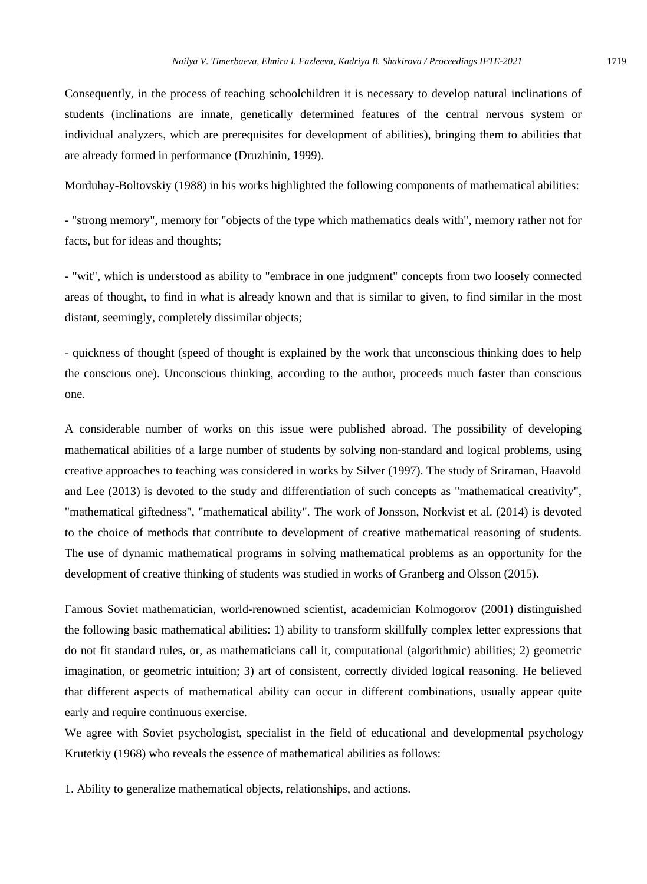Consequently, in the process of teaching schoolchildren it is necessary to develop natural inclinations of students (inclinations are innate, genetically determined features of the central nervous system or individual analyzers, which are prerequisites for development of abilities), bringing them to abilities that are already formed in performance (Druzhinin, 1999).

Morduhay-Boltovskiy (1988) in his works highlighted the following components of mathematical abilities:

- "strong memory", memory for "objects of the type which mathematics deals with", memory rather not for facts, but for ideas and thoughts;

- "wit", which is understood as ability to "embrace in one judgment" concepts from two loosely connected areas of thought, to find in what is already known and that is similar to given, to find similar in the most distant, seemingly, completely dissimilar objects;

- quickness of thought (speed of thought is explained by the work that unconscious thinking does to help the conscious one). Unconscious thinking, according to the author, proceeds much faster than conscious one.

A considerable number of works on this issue were published abroad. The possibility of developing mathematical abilities of a large number of students by solving non-standard and logical problems, using creative approaches to teaching was considered in works by Silver (1997). The study of Sriraman, Haavold and Lee (2013) is devoted to the study and differentiation of such concepts as "mathematical creativity", "mathematical giftedness", "mathematical ability". The work of Jonsson, Norkvist et al. (2014) is devoted to the choice of methods that contribute to development of creative mathematical reasoning of students. The use of dynamic mathematical programs in solving mathematical problems as an opportunity for the development of creative thinking of students was studied in works of Granberg and Olsson (2015).

Famous Soviet mathematician, world-renowned scientist, academician Kolmogorov (2001) distinguished the following basic mathematical abilities: 1) ability to transform skillfully complex letter expressions that do not fit standard rules, or, as mathematicians call it, computational (algorithmic) abilities; 2) geometric imagination, or geometric intuition; 3) art of consistent, correctly divided logical reasoning. He believed that different aspects of mathematical ability can occur in different combinations, usually appear quite early and require continuous exercise.

We agree with Soviet psychologist, specialist in the field of educational and developmental psychology Krutetkiy (1968) who reveals the essence of mathematical abilities as follows:

1. Ability to generalize mathematical objects, relationships, and actions.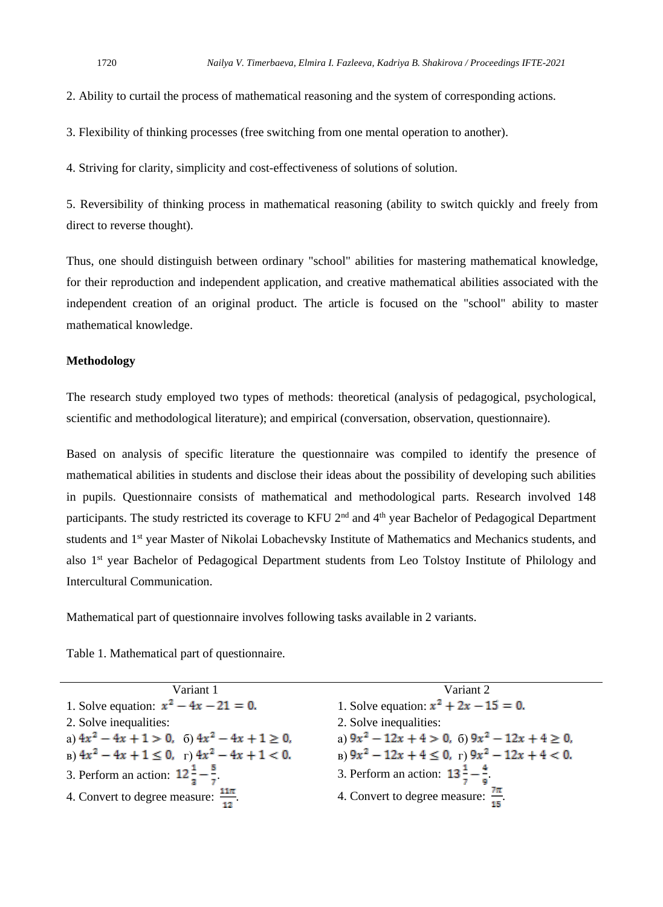2. Ability to curtail the process of mathematical reasoning and the system of corresponding actions.

3. Flexibility of thinking processes (free switching from one mental operation to another).

4. Striving for clarity, simplicity and cost-effectiveness of solutions of solution.

5. Reversibility of thinking process in mathematical reasoning (ability to switch quickly and freely from direct to reverse thought).

Thus, one should distinguish between ordinary "school" abilities for mastering mathematical knowledge, for their reproduction and independent application, and creative mathematical abilities associated with the independent creation of an original product. The article is focused on the "school" ability to master mathematical knowledge.

**Methodology**

The research study employed two types of methods: theoretical (analysis of pedagogical, psychological, scientific and methodological literature); and empirical (conversation, observation, questionnaire).

Based on analysis of specific literature the questionnaire was compiled to identify the presence of mathematical abilities in students and disclose their ideas about the possibility of developing such abilities in pupils. Questionnaire consists of mathematical and methodological parts. Research involved 148 participants. The study restricted its coverage to KFU 2nd and 4th year Bachelor of Pedagogical Department students and 1st year Master of Nikolai Lobachevsky Institute of Mathematics and Mechanics students, and also 1st year Bachelor of Pedagogical Department students from Leo Tolstoy Institute of Philology and Intercultural Communication.

Mathematical part of questionnaire involves following tasks available in 2 variants.

Table 1. Mathematical part of questionnaire.

| Variant 1 | Variant 2 |
|---|---|
| 1. Solve equation: $x^2 - 4x - 21 = 0.$ | 1. Solve equation: $x^2 + 2x - 15 = 0.$ |
| 2. Solve inequalities: | 2. Solve inequalities: |
| а) $4x^2 - 4x + 1 > 0,$ б) $4x^2 - 4x + 1 \geq 0,$ | а) $9x^2 - 12x + 4 > 0,$ б) $9x^2 - 12x + 4 \geq 0,$ |
| в) $4x^2 - 4x + 1 \leq 0,$ г) $4x^2 - 4x + 1 < 0.$ | в) $9x^2 - 12x + 4 \leq 0,$ г) $9x^2 - 12x + 4 < 0.$ |
| 3. Perform an action: $12\frac{1}{3} - \frac{5}{7}.$ | 3. Perform an action: $13\frac{1}{7} - \frac{4}{9}.$ |
| 4. Convert to degree measure: $\frac{11\pi}{12}.$ | 4. Convert to degree measure: $\frac{7\pi}{15}.$ |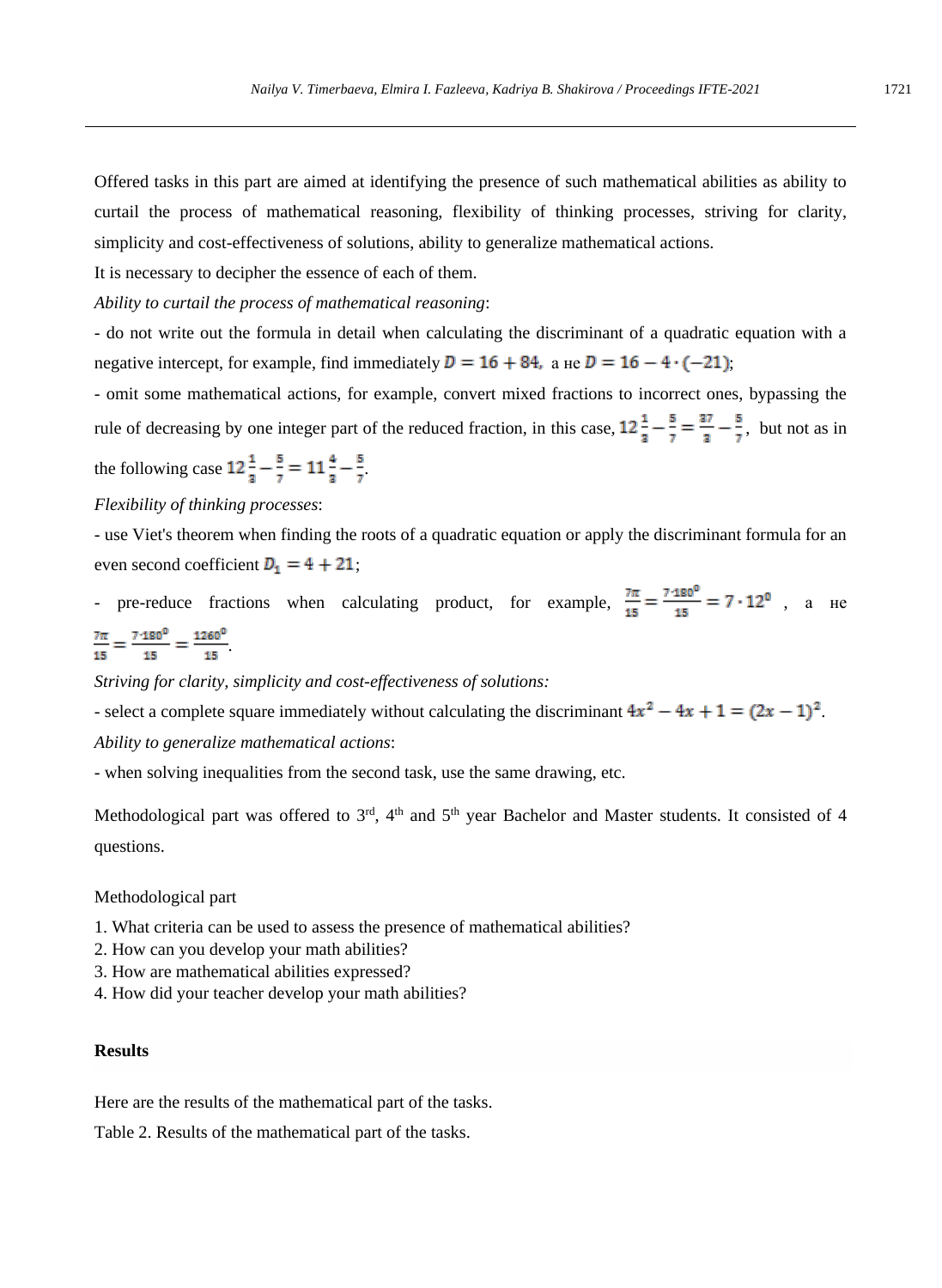Offered tasks in this part are aimed at identifying the presence of such mathematical abilities as ability to curtail the process of mathematical reasoning, flexibility of thinking processes, striving for clarity, simplicity and cost-effectiveness of solutions, ability to generalize mathematical actions.

It is necessary to decipher the essence of each of them.

*Ability to curtail the process of mathematical reasoning*:

- do not write out the formula in detail when calculating the discriminant of a quadratic equation with a negative intercept, for example, find immediately $D = 16 + 84,$ а не $D = 16 - 4 \cdot (-21)$;

- omit some mathematical actions, for example, convert mixed fractions to incorrect ones, bypassing the rule of decreasing by one integer part of the reduced fraction, in this case, $12\frac{1}{3} - \frac{5}{7} = \frac{37}{3} - \frac{5}{7}$, but not as in the following case $12\frac{1}{3} - \frac{5}{7} = 11\frac{4}{3} - \frac{5}{7}$.

*Flexibility of thinking processes*:

- use Viet's theorem when finding the roots of a quadratic equation or apply the discriminant formula for an even second coefficient $D_1 = 4 + 21$;

- pre-reduce fractions when calculating product, for example, $\frac{7\pi}{15} = \frac{7 \cdot 180^0}{15} = 7 \cdot 12^0$ , а не $\frac{7\pi}{15} = \frac{7 \cdot 180^0}{15} = \frac{1260^0}{15}$.

*Striving for clarity, simplicity and cost-effectiveness of solutions:*

- select a complete square immediately without calculating the discriminant $4x^2 - 4x + 1 = (2x - 1)^2$.

*Ability to generalize mathematical actions*:

- when solving inequalities from the second task, use the same drawing, etc.

Methodological part was offered to 3rd, 4th and 5th year Bachelor and Master students. It consisted of 4 questions.

Methodological part

1. What criteria can be used to assess the presence of mathematical abilities?
2. How can you develop your math abilities?
3. How are mathematical abilities expressed?
4. How did your teacher develop your math abilities?

## Results

Here are the results of the mathematical part of the tasks.

Table 2. Results of the mathematical part of the tasks.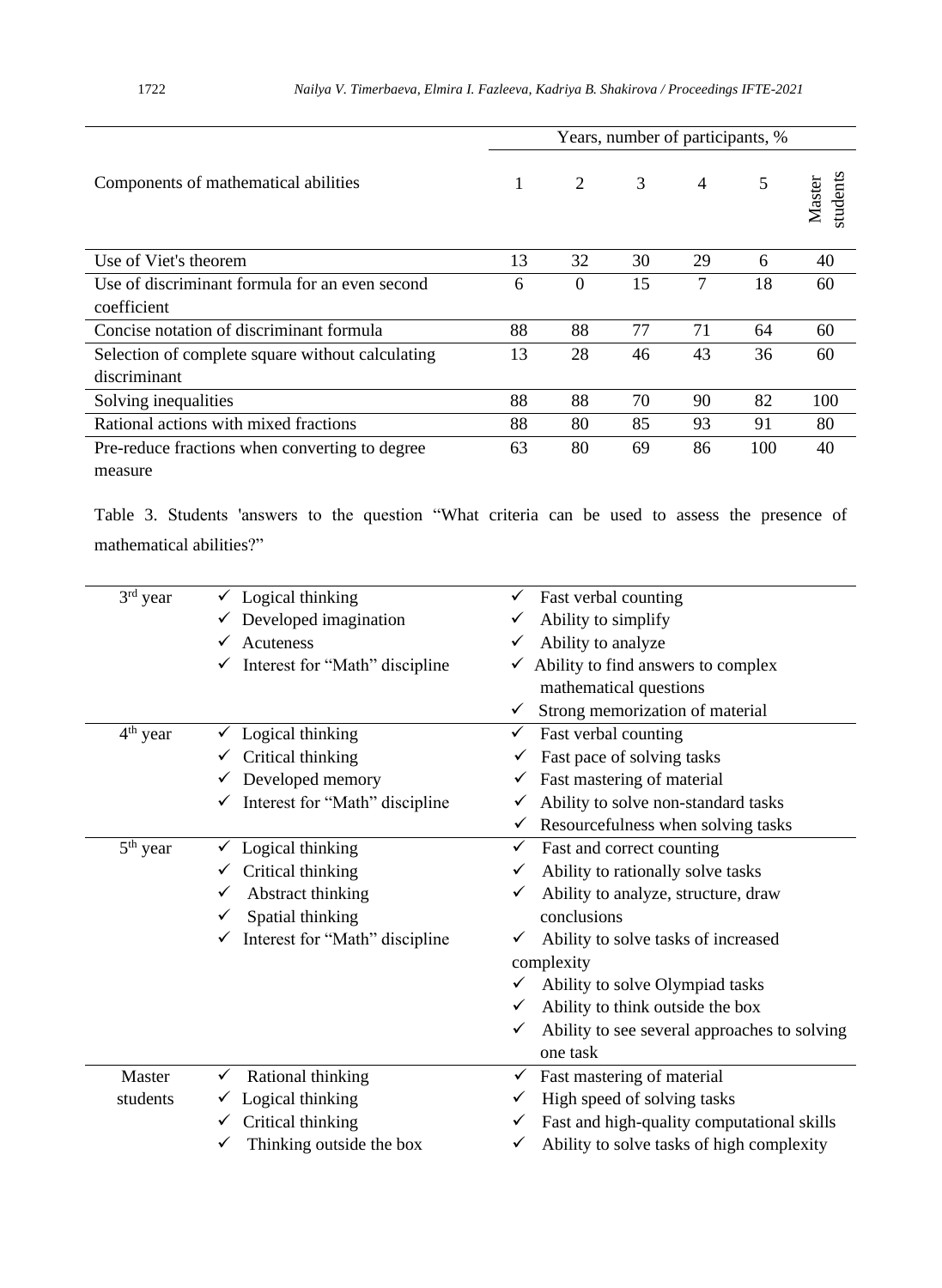| Components of mathematical abilities | Years, number of participants, % | | | | | |
|---|---|---|---|---|---|---|
| | 1 | 2 | 3 | 4 | 5 | Master students |
| Use of Viet's theorem | 13 | 32 | 30 | 29 | 6 | 40 |
| Use of discriminant formula for an even second coefficient | 6 | 0 | 15 | 7 | 18 | 60 |
| Concise notation of discriminant formula | 88 | 88 | 77 | 71 | 64 | 60 |
| Selection of complete square without calculating discriminant | 13 | 28 | 46 | 43 | 36 | 60 |
| Solving inequalities | 88 | 88 | 70 | 90 | 82 | 100 |
| Rational actions with mixed fractions | 88 | 80 | 85 | 93 | 91 | 80 |
| Pre-reduce fractions when converting to degree measure | 63 | 80 | 69 | 86 | 100 | 40 |

Table 3. Students 'answers to the question "What criteria can be used to assess the presence of mathematical abilities?"

| | | |
|---|---|---|
| 3rd year | ✓ Logical thinking<br>✓ Developed imagination<br>✓ Acuteness<br>✓ Interest for "Math" discipline | ✓ Fast verbal counting<br>✓ Ability to simplify<br>✓ Ability to analyze<br>✓ Ability to find answers to complex mathematical questions<br>✓ Strong memorization of material |
| 4th year | ✓ Logical thinking<br>✓ Critical thinking<br>✓ Developed memory<br>✓ Interest for "Math" discipline | ✓ Fast verbal counting<br>✓ Fast pace of solving tasks<br>✓ Fast mastering of material<br>✓ Ability to solve non-standard tasks<br>✓ Resourcefulness when solving tasks |
| 5th year | ✓ Logical thinking<br>✓ Critical thinking<br>✓ Abstract thinking<br>✓ Spatial thinking<br>✓ Interest for "Math" discipline | ✓ Fast and correct counting<br>✓ Ability to rationally solve tasks<br>✓ Ability to analyze, structure, draw conclusions<br>✓ Ability to solve tasks of increased complexity<br>✓ Ability to solve Olympiad tasks<br>✓ Ability to think outside the box<br>✓ Ability to see several approaches to solving one task |
| Master students | ✓ Rational thinking<br>✓ Logical thinking<br>✓ Critical thinking<br>✓ Thinking outside the box | ✓ Fast mastering of material<br>✓ High speed of solving tasks<br>✓ Fast and high-quality computational skills<br>✓ Ability to solve tasks of high complexity |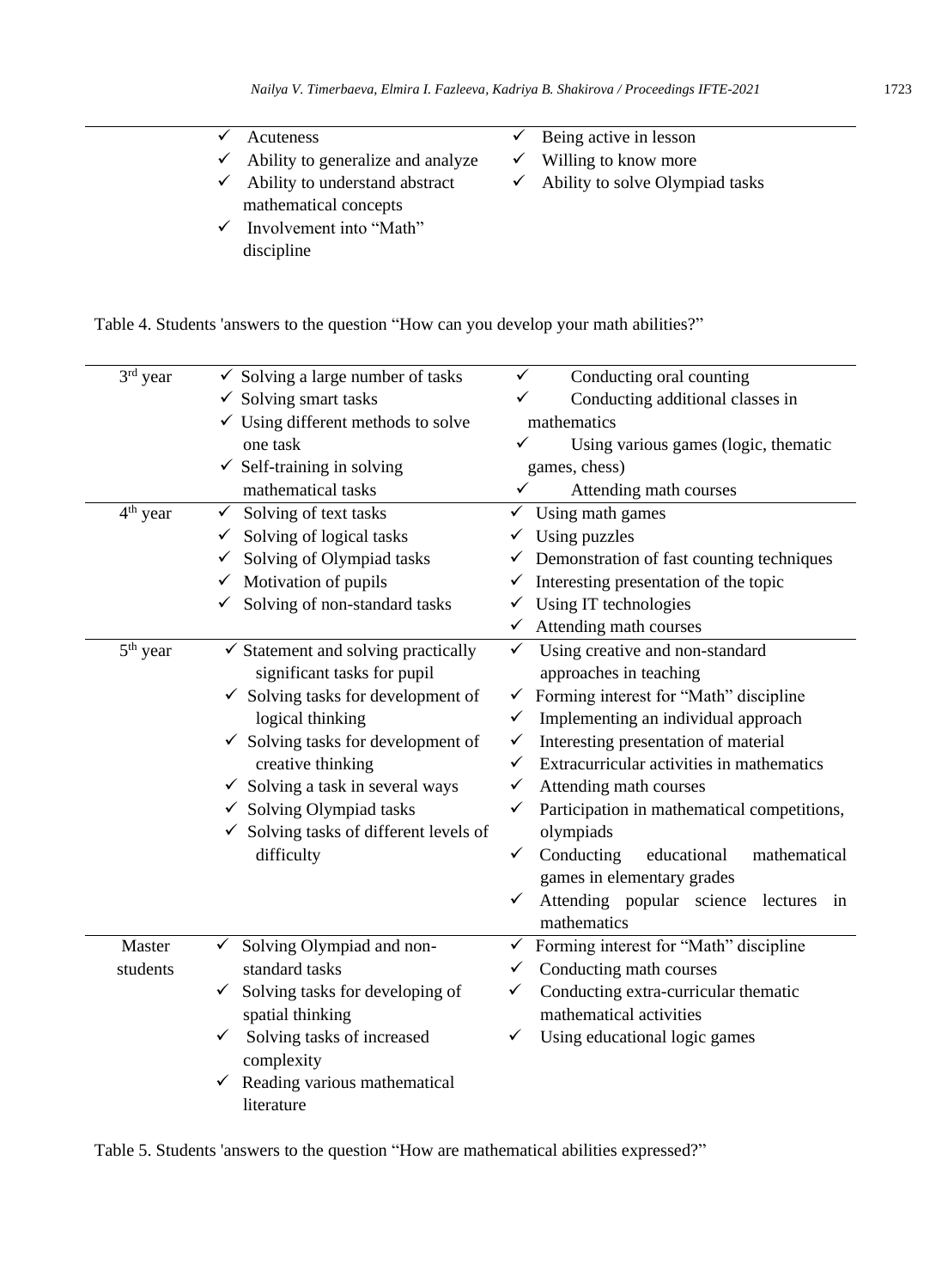| | | |
|---|---|---|
| | ✓ Acuteness<br>✓ Ability to generalize and analyze<br>✓ Ability to understand abstract mathematical concepts<br>✓ Involvement into "Math" discipline | ✓ Being active in lesson<br>✓ Willing to know more<br>✓ Ability to solve Olympiad tasks |

Table 4. Students 'answers to the question "How can you develop your math abilities?"

| | | |
|---|---|---|
| 3rd year | ✓ Solving a large number of tasks<br>✓ Solving smart tasks<br>✓ Using different methods to solve one task<br>✓ Self-training in solving mathematical tasks | ✓ Conducting oral counting<br>✓ Conducting additional classes in mathematics<br>✓ Using various games (logic, thematic games, chess)<br>✓ Attending math courses |
| 4th year | ✓ Solving of text tasks<br>✓ Solving of logical tasks<br>✓ Solving of Olympiad tasks<br>✓ Motivation of pupils<br>✓ Solving of non-standard tasks | ✓ Using math games<br>✓ Using puzzles<br>✓ Demonstration of fast counting techniques<br>✓ Interesting presentation of the topic<br>✓ Using IT technologies<br>✓ Attending math courses |
| 5th year | ✓ Statement and solving practically significant tasks for pupil<br>✓ Solving tasks for development of logical thinking<br>✓ Solving tasks for development of creative thinking<br>✓ Solving a task in several ways<br>✓ Solving Olympiad tasks<br>✓ Solving tasks of different levels of difficulty | ✓ Using creative and non-standard approaches in teaching<br>✓ Forming interest for "Math" discipline<br>✓ Implementing an individual approach<br>✓ Interesting presentation of material<br>✓ Extracurricular activities in mathematics<br>✓ Attending math courses<br>✓ Participation in mathematical competitions, olympiads<br>✓ Conducting educational mathematical games in elementary grades<br>✓ Attending popular science lectures in mathematics |
| Master students | ✓ Solving Olympiad and non-standard tasks<br>✓ Solving tasks for developing of spatial thinking<br>✓ Solving tasks of increased complexity<br>✓ Reading various mathematical literature | ✓ Forming interest for "Math" discipline<br>✓ Conducting math courses<br>✓ Conducting extra-curricular thematic mathematical activities<br>✓ Using educational logic games |

Table 5. Students 'answers to the question "How are mathematical abilities expressed?"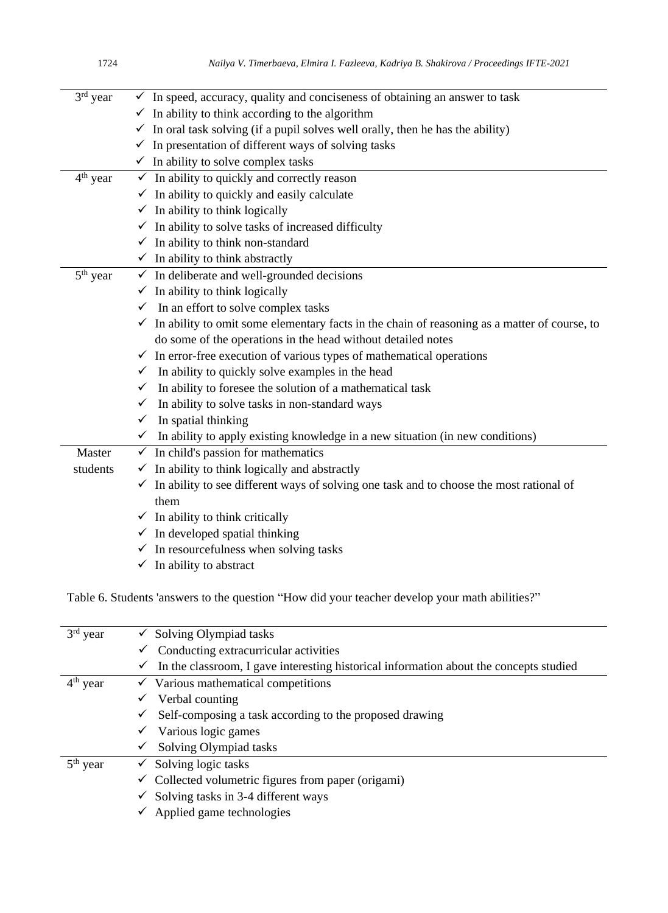| | |
|---|---|
| 3rd year | ✓ In speed, accuracy, quality and conciseness of obtaining an answer to task<br>✓ In ability to think according to the algorithm<br>✓ In oral task solving (if a pupil solves well orally, then he has the ability)<br>✓ In presentation of different ways of solving tasks<br>✓ In ability to solve complex tasks |
| 4th year | ✓ In ability to quickly and correctly reason<br>✓ In ability to quickly and easily calculate<br>✓ In ability to think logically<br>✓ In ability to solve tasks of increased difficulty<br>✓ In ability to think non-standard<br>✓ In ability to think abstractly |
| 5th year | ✓ In deliberate and well-grounded decisions<br>✓ In ability to think logically<br>✓ In an effort to solve complex tasks<br>✓ In ability to omit some elementary facts in the chain of reasoning as a matter of course, to do some of the operations in the head without detailed notes<br>✓ In error-free execution of various types of mathematical operations<br>✓ In ability to quickly solve examples in the head<br>✓ In ability to foresee the solution of a mathematical task<br>✓ In ability to solve tasks in non-standard ways<br>✓ In spatial thinking<br>✓ In ability to apply existing knowledge in a new situation (in new conditions) |
| Master students | ✓ In child's passion for mathematics<br>✓ In ability to think logically and abstractly<br>✓ In ability to see different ways of solving one task and to choose the most rational of them<br>✓ In ability to think critically<br>✓ In developed spatial thinking<br>✓ In resourcefulness when solving tasks<br>✓ In ability to abstract |

Table 6. Students 'answers to the question "How did your teacher develop your math abilities?"

| | |
|---|---|
| 3rd year | ✓ Solving Olympiad tasks<br>✓ Conducting extracurricular activities<br>✓ In the classroom, I gave interesting historical information about the concepts studied |
| 4th year | ✓ Various mathematical competitions<br>✓ Verbal counting<br>✓ Self-composing a task according to the proposed drawing<br>✓ Various logic games<br>✓ Solving Olympiad tasks |
| 5th year | ✓ Solving logic tasks<br>✓ Collected volumetric figures from paper (origami)<br>✓ Solving tasks in 3-4 different ways<br>✓ Applied game technologies |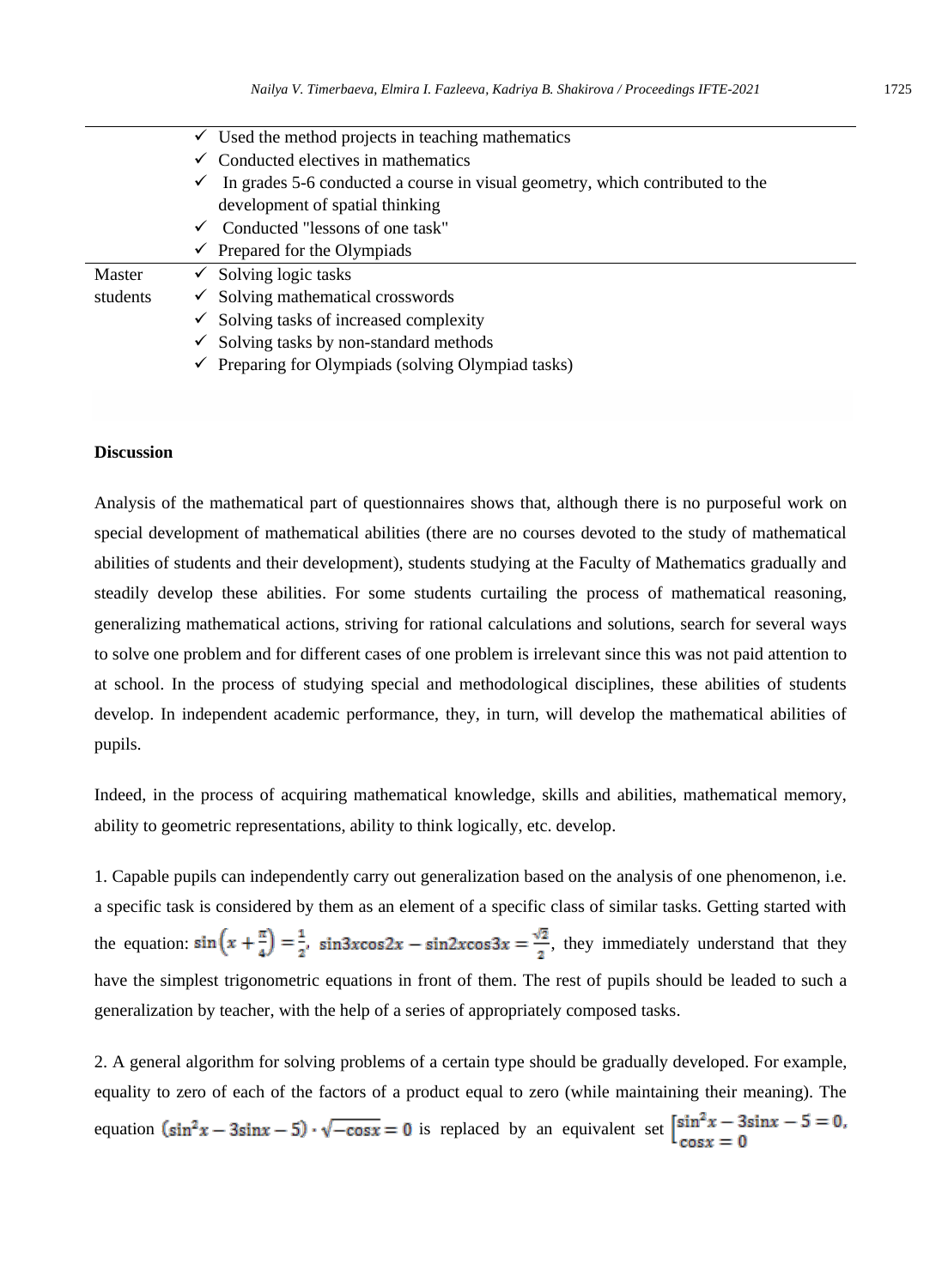| | |
|---|---|
| | ✓ Used the method projects in teaching mathematics<br>✓ Conducted electives in mathematics<br>✓ In grades 5-6 conducted a course in visual geometry, which contributed to the development of spatial thinking<br>✓ Conducted "lessons of one task"<br>✓ Prepared for the Olympiads |
| Master students | ✓ Solving logic tasks<br>✓ Solving mathematical crosswords<br>✓ Solving tasks of increased complexity<br>✓ Solving tasks by non-standard methods<br>✓ Preparing for Olympiads (solving Olympiad tasks) |

**Discussion**

Analysis of the mathematical part of questionnaires shows that, although there is no purposeful work on special development of mathematical abilities (there are no courses devoted to the study of mathematical abilities of students and their development), students studying at the Faculty of Mathematics gradually and steadily develop these abilities. For some students curtailing the process of mathematical reasoning, generalizing mathematical actions, striving for rational calculations and solutions, search for several ways to solve one problem and for different cases of one problem is irrelevant since this was not paid attention to at school. In the process of studying special and methodological disciplines, these abilities of students develop. In independent academic performance, they, in turn, will develop the mathematical abilities of pupils.

Indeed, in the process of acquiring mathematical knowledge, skills and abilities, mathematical memory, ability to geometric representations, ability to think logically, etc. develop.

1. Capable pupils can independently carry out generalization based on the analysis of one phenomenon, i.e. a specific task is considered by them as an element of a specific class of similar tasks. Getting started with the equation: $\sin\left(x+\frac{\pi}{4}\right)=\frac{1}{2}$, $\sin 3x \cos 2x - \sin 2x \cos 3x = \frac{\sqrt{2}}{2}$, they immediately understand that they have the simplest trigonometric equations in front of them. The rest of pupils should be leaded to such a generalization by teacher, with the help of a series of appropriately composed tasks.

2. A general algorithm for solving problems of a certain type should be gradually developed. For example, equality to zero of each of the factors of a product equal to zero (while maintaining their meaning). The equation $(\sin^2 x - 3\sin x - 5)\cdot\sqrt{-\cos x}=0$ is replaced by an equivalent set $\left[\begin{array}{l}\sin^2 x - 3\sin x - 5 = 0,\\ \cos x = 0\end{array}\right.$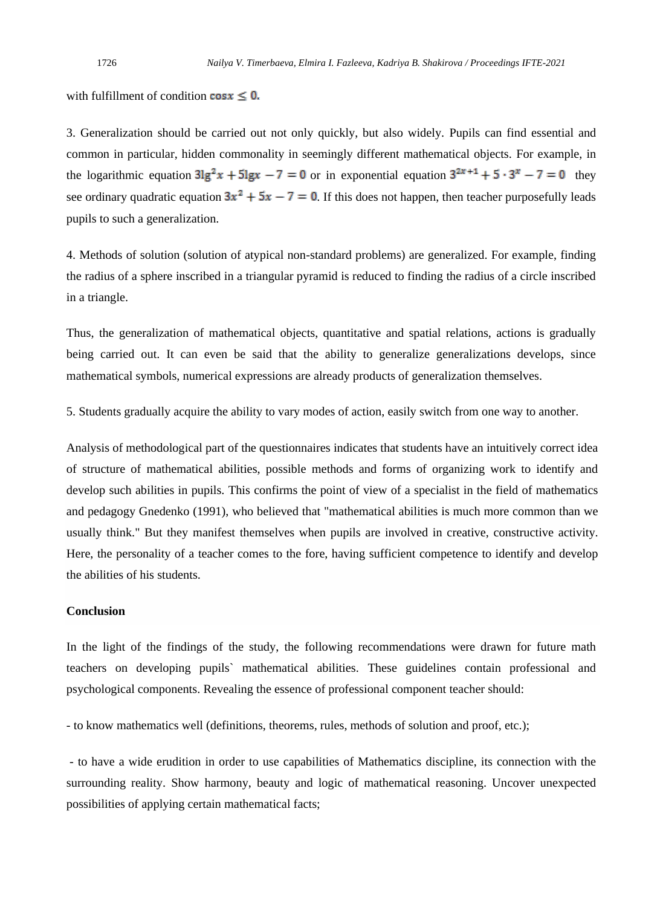with fulfillment of condition $\cos x \leq 0.$

3. Generalization should be carried out not only quickly, but also widely. Pupils can find essential and common in particular, hidden commonality in seemingly different mathematical objects. For example, in the logarithmic equation $3\lg^2 x + 5\lg x - 7 = 0$ or in exponential equation $3^{2x+1} + 5 \cdot 3^x - 7 = 0$ they see ordinary quadratic equation $3x^2 + 5x - 7 = 0$. If this does not happen, then teacher purposefully leads pupils to such a generalization.

4. Methods of solution (solution of atypical non-standard problems) are generalized. For example, finding the radius of a sphere inscribed in a triangular pyramid is reduced to finding the radius of a circle inscribed in a triangle.

Thus, the generalization of mathematical objects, quantitative and spatial relations, actions is gradually being carried out. It can even be said that the ability to generalize generalizations develops, since mathematical symbols, numerical expressions are already products of generalization themselves.

5. Students gradually acquire the ability to vary modes of action, easily switch from one way to another.

Analysis of methodological part of the questionnaires indicates that students have an intuitively correct idea of structure of mathematical abilities, possible methods and forms of organizing work to identify and develop such abilities in pupils. This confirms the point of view of a specialist in the field of mathematics and pedagogy Gnedenko (1991), who believed that "mathematical abilities is much more common than we usually think." But they manifest themselves when pupils are involved in creative, constructive activity. Here, the personality of a teacher comes to the fore, having sufficient competence to identify and develop the abilities of his students.

**Conclusion**

In the light of the findings of the study, the following recommendations were drawn for future math teachers on developing pupils` mathematical abilities. These guidelines contain professional and psychological components. Revealing the essence of professional component teacher should:

- to know mathematics well (definitions, theorems, rules, methods of solution and proof, etc.);

- to have a wide erudition in order to use capabilities of Mathematics discipline, its connection with the surrounding reality. Show harmony, beauty and logic of mathematical reasoning. Uncover unexpected possibilities of applying certain mathematical facts;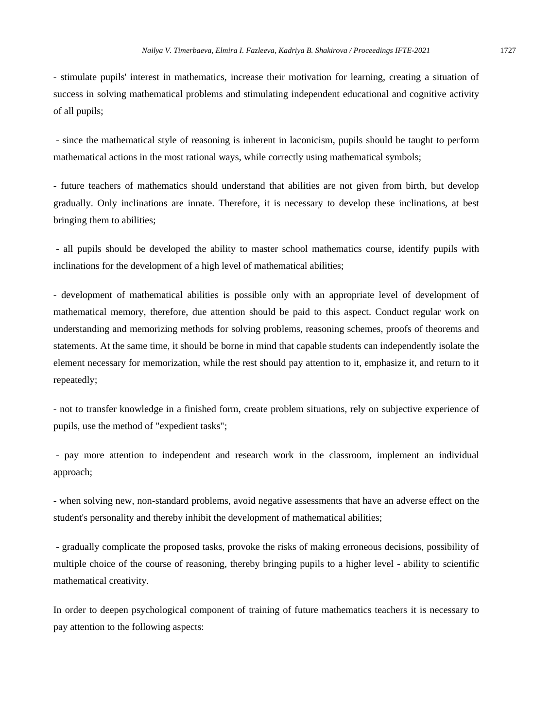- stimulate pupils' interest in mathematics, increase their motivation for learning, creating a situation of success in solving mathematical problems and stimulating independent educational and cognitive activity of all pupils;

- since the mathematical style of reasoning is inherent in laconicism, pupils should be taught to perform mathematical actions in the most rational ways, while correctly using mathematical symbols;

- future teachers of mathematics should understand that abilities are not given from birth, but develop gradually. Only inclinations are innate. Therefore, it is necessary to develop these inclinations, at best bringing them to abilities;

- all pupils should be developed the ability to master school mathematics course, identify pupils with inclinations for the development of a high level of mathematical abilities;

- development of mathematical abilities is possible only with an appropriate level of development of mathematical memory, therefore, due attention should be paid to this aspect. Conduct regular work on understanding and memorizing methods for solving problems, reasoning schemes, proofs of theorems and statements. At the same time, it should be borne in mind that capable students can independently isolate the element necessary for memorization, while the rest should pay attention to it, emphasize it, and return to it repeatedly;

- not to transfer knowledge in a finished form, create problem situations, rely on subjective experience of pupils, use the method of "expedient tasks";

- pay more attention to independent and research work in the classroom, implement an individual approach;

- when solving new, non-standard problems, avoid negative assessments that have an adverse effect on the student's personality and thereby inhibit the development of mathematical abilities;

- gradually complicate the proposed tasks, provoke the risks of making erroneous decisions, possibility of multiple choice of the course of reasoning, thereby bringing pupils to a higher level - ability to scientific mathematical creativity.

In order to deepen psychological component of training of future mathematics teachers it is necessary to pay attention to the following aspects: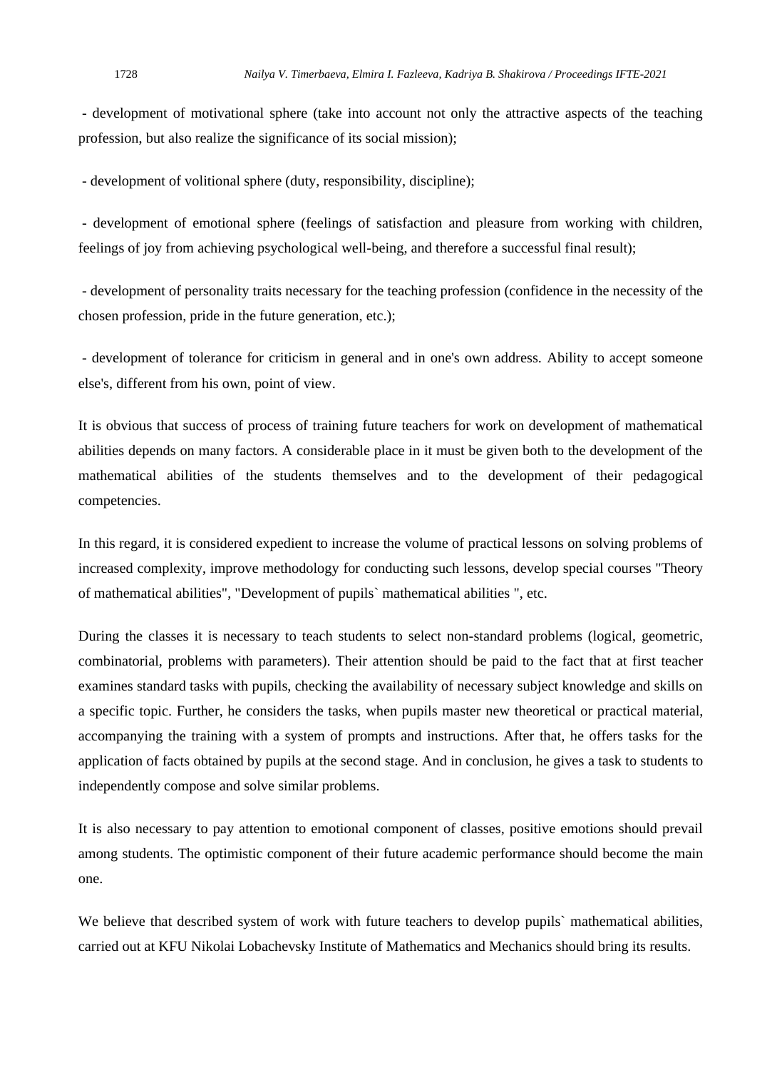- development of motivational sphere (take into account not only the attractive aspects of the teaching profession, but also realize the significance of its social mission);

- development of volitional sphere (duty, responsibility, discipline);

- development of emotional sphere (feelings of satisfaction and pleasure from working with children, feelings of joy from achieving psychological well-being, and therefore a successful final result);

- development of personality traits necessary for the teaching profession (confidence in the necessity of the chosen profession, pride in the future generation, etc.);

- development of tolerance for criticism in general and in one's own address. Ability to accept someone else's, different from his own, point of view.

It is obvious that success of process of training future teachers for work on development of mathematical abilities depends on many factors. A considerable place in it must be given both to the development of the mathematical abilities of the students themselves and to the development of their pedagogical competencies.

In this regard, it is considered expedient to increase the volume of practical lessons on solving problems of increased complexity, improve methodology for conducting such lessons, develop special courses "Theory of mathematical abilities", "Development of pupils` mathematical abilities ", etc.

During the classes it is necessary to teach students to select non-standard problems (logical, geometric, combinatorial, problems with parameters). Their attention should be paid to the fact that at first teacher examines standard tasks with pupils, checking the availability of necessary subject knowledge and skills on a specific topic. Further, he considers the tasks, when pupils master new theoretical or practical material, accompanying the training with a system of prompts and instructions. After that, he offers tasks for the application of facts obtained by pupils at the second stage. And in conclusion, he gives a task to students to independently compose and solve similar problems.

It is also necessary to pay attention to emotional component of classes, positive emotions should prevail among students. The optimistic component of their future academic performance should become the main one.

We believe that described system of work with future teachers to develop pupils` mathematical abilities, carried out at KFU Nikolai Lobachevsky Institute of Mathematics and Mechanics should bring its results.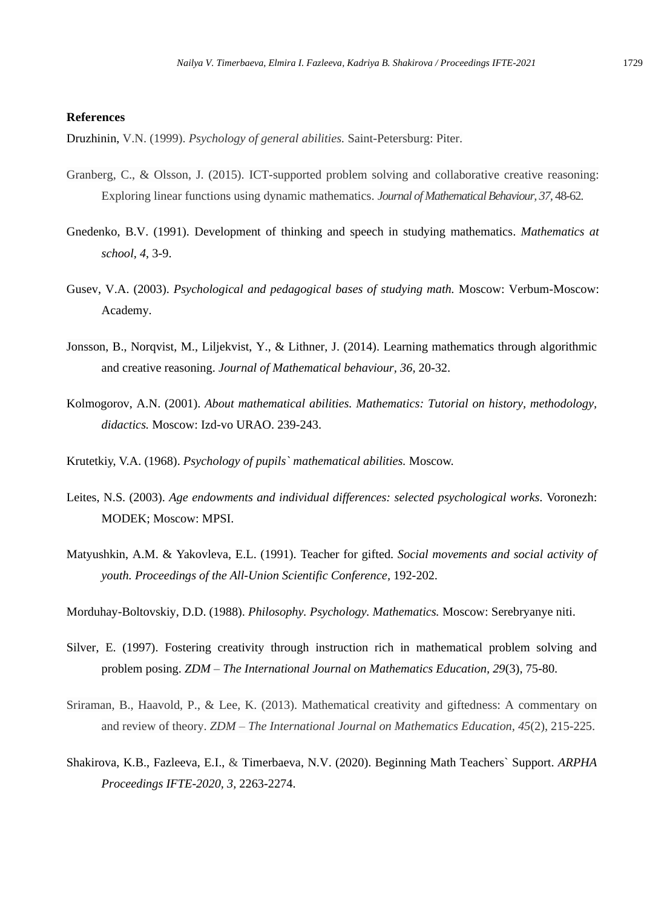**References**

Druzhinin, V.N. (1999). *Psychology of general abilities.* Saint-Petersburg: Piter.

Granberg, C., & Olsson, J. (2015). ICT-supported problem solving and collaborative creative reasoning: Exploring linear functions using dynamic mathematics. *Journal of Mathematical Behaviour, 37*, 48-62.

Gnedenko, B.V. (1991). Development of thinking and speech in studying mathematics. *Mathematics at school, 4*, 3-9.

Gusev, V.A. (2003). *Psychological and pedagogical bases of studying math.* Moscow: Verbum-Moscow: Academy.

Jonsson, B., Norqvist, M., Liljekvist, Y., & Lithner, J. (2014). Learning mathematics through algorithmic and creative reasoning. *Journal of Mathematical behaviour, 36*, 20-32.

Kolmogorov, A.N. (2001). *About mathematical abilities. Mathematics: Tutorial on history, methodology, didactics.* Moscow: Izd-vo URAO. 239-243.

Krutetkiy, V.A. (1968). *Psychology of pupils` mathematical abilities.* Moscow.

Leites, N.S. (2003). *Age endowments and individual differences: selected psychological works.* Voronezh: MODEK; Moscow: MPSI.

Matyushkin, A.M. & Yakovleva, E.L. (1991). Teacher for gifted. *Social movements and social activity of youth. Proceedings of the All-Union Scientific Conference*, 192-202.

Morduhay-Boltovskiy, D.D. (1988). *Philosophy. Psychology. Mathematics.* Moscow: Serebryanye niti.

Silver, E. (1997). Fostering creativity through instruction rich in mathematical problem solving and problem posing. *ZDM – The International Journal on Mathematics Education, 29*(3), 75-80.

Sriraman, B., Haavold, P., & Lee, K. (2013). Mathematical creativity and giftedness: A commentary on and review of theory. *ZDM – The International Journal on Mathematics Education, 45*(2), 215-225.

Shakirova, K.B., Fazleeva, E.I., & Timerbaeva, N.V. (2020). Beginning Math Teachers` Support. *ARPHA Proceedings IFTE-2020, 3,* 2263-2274.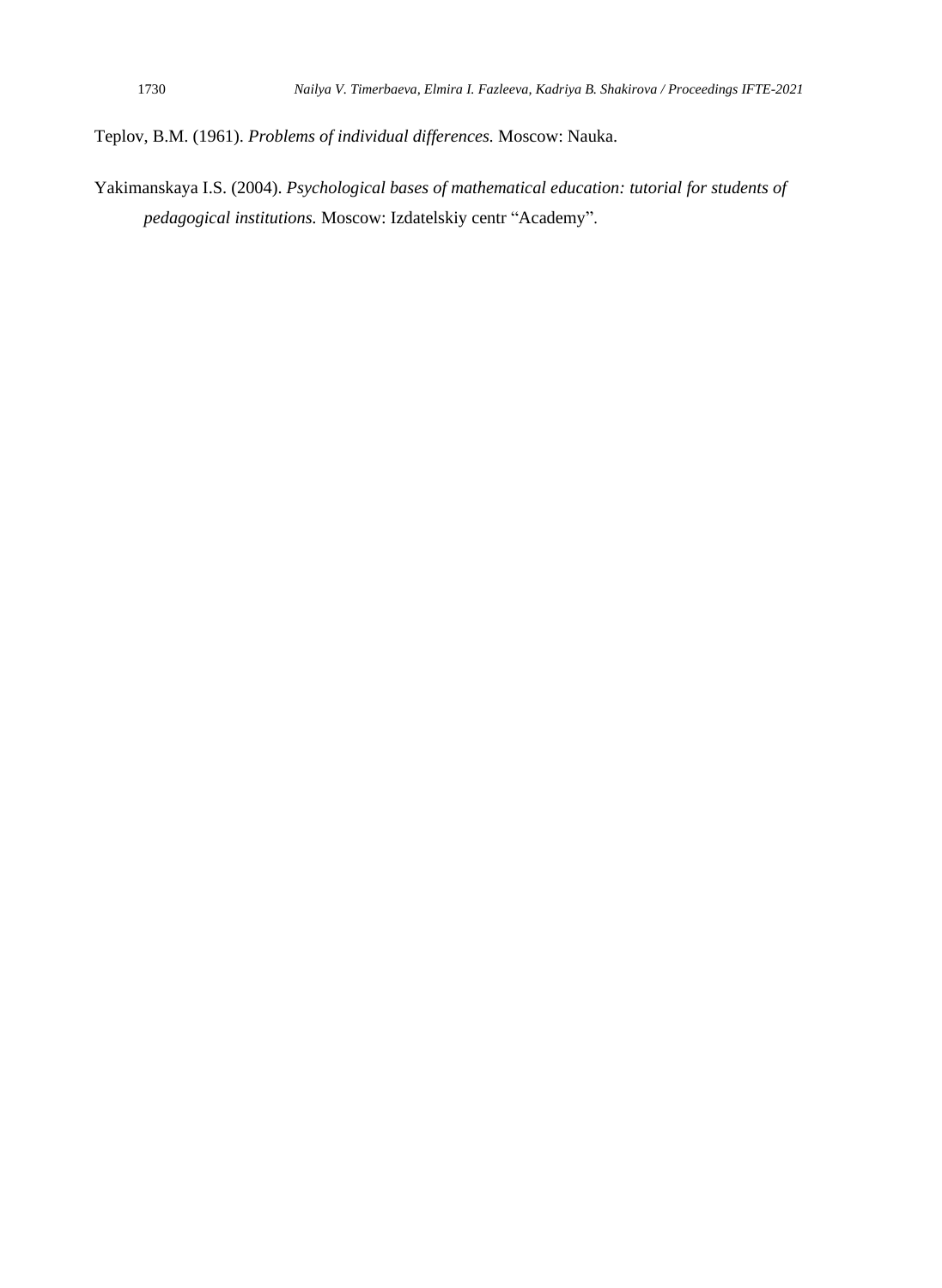Teplov, B.M. (1961). *Problems of individual differences.* Moscow: Nauka.

Yakimanskaya I.S. (2004). *Psychological bases of mathematical education: tutorial for students of pedagogical institutions.* Moscow: Izdatelskiy centr “Academy”.